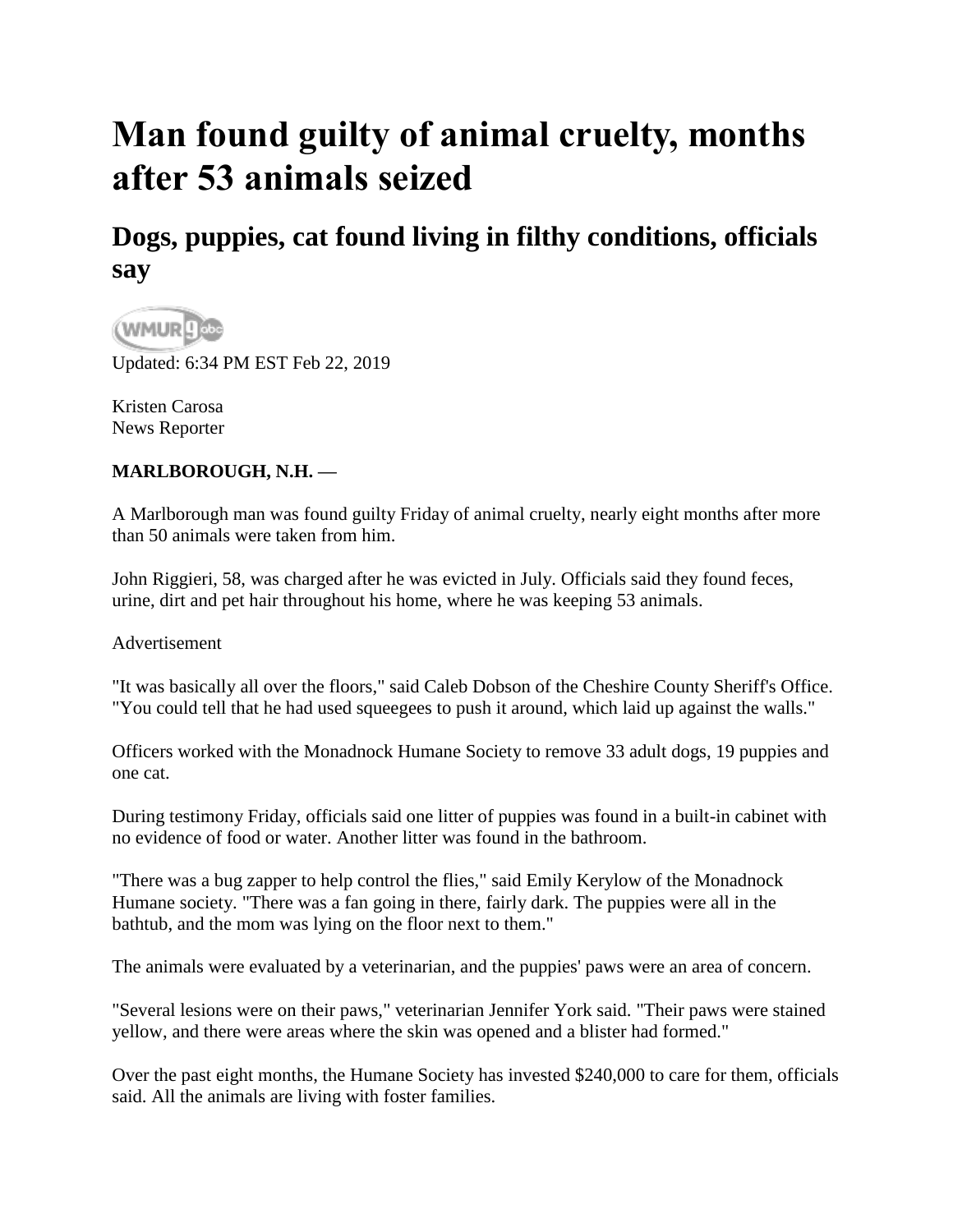# Man found guilty of animal cruelty, months after 53 animals seized

## Dogs, puppies, cat found living in filthy conditions, officials say

Updated: 6:34 PM EST Feb 22, 2019

Kristen Carosa
News Reporter

**MARLBOROUGH, N.H. —**

A Marlborough man was found guilty Friday of animal cruelty, nearly eight months after more than 50 animals were taken from him.

John Riggieri, 58, was charged after he was evicted in July. Officials said they found feces, urine, dirt and pet hair throughout his home, where he was keeping 53 animals.

Advertisement

"It was basically all over the floors," said Caleb Dobson of the Cheshire County Sheriff's Office. "You could tell that he had used squeegees to push it around, which laid up against the walls."

Officers worked with the Monadnock Humane Society to remove 33 adult dogs, 19 puppies and one cat.

During testimony Friday, officials said one litter of puppies was found in a built-in cabinet with no evidence of food or water. Another litter was found in the bathroom.

"There was a bug zapper to help control the flies," said Emily Kerylow of the Monadnock Humane society. "There was a fan going in there, fairly dark. The puppies were all in the bathtub, and the mom was lying on the floor next to them."

The animals were evaluated by a veterinarian, and the puppies' paws were an area of concern.

"Several lesions were on their paws," veterinarian Jennifer York said. "Their paws were stained yellow, and there were areas where the skin was opened and a blister had formed."

Over the past eight months, the Humane Society has invested $240,000 to care for them, officials said. All the animals are living with foster families.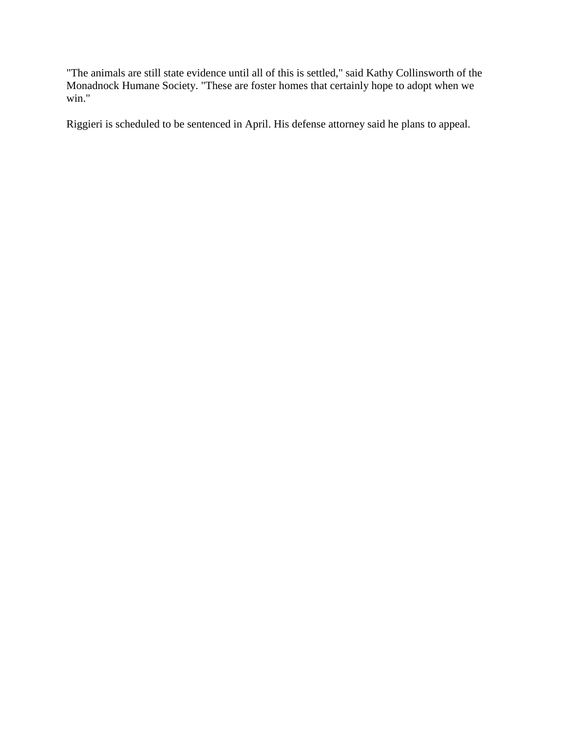"The animals are still state evidence until all of this is settled," said Kathy Collinsworth of the Monadnock Humane Society. "These are foster homes that certainly hope to adopt when we win."

Riggieri is scheduled to be sentenced in April. His defense attorney said he plans to appeal.